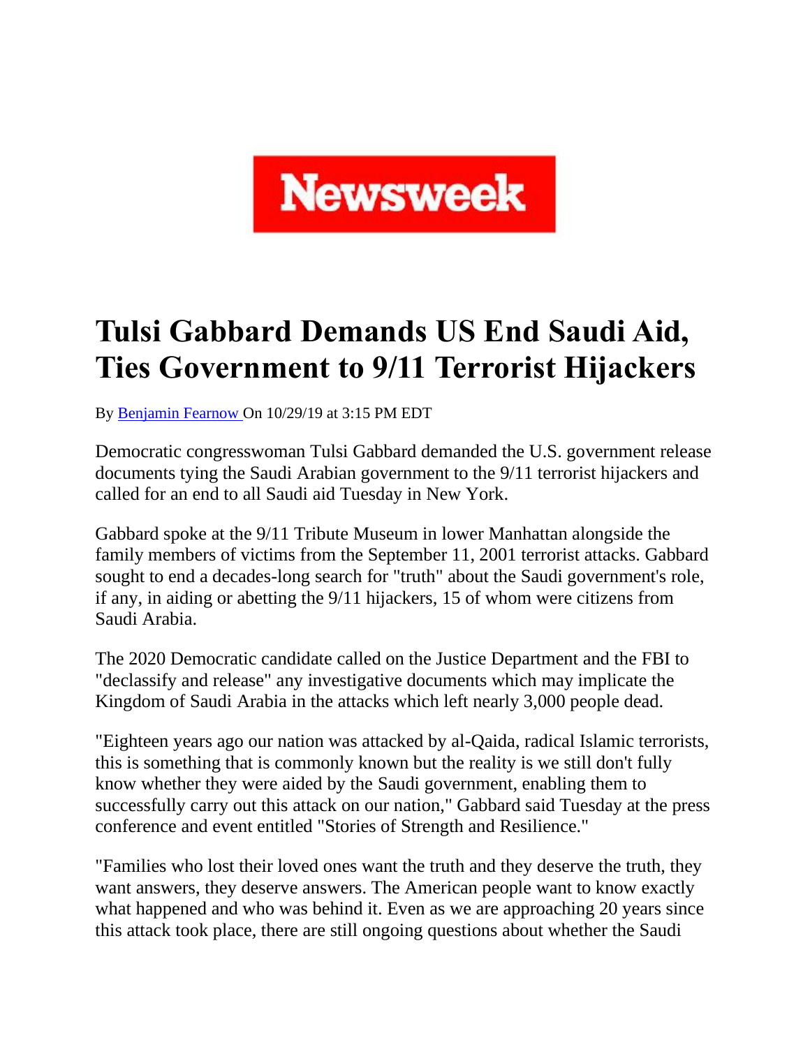Newsweek

# Tulsi Gabbard Demands US End Saudi Aid, Ties Government to 9/11 Terrorist Hijackers

By [Benjamin Fearnow](#) On 10/29/19 at 3:15 PM EDT

Democratic congresswoman Tulsi Gabbard demanded the U.S. government release documents tying the Saudi Arabian government to the 9/11 terrorist hijackers and called for an end to all Saudi aid Tuesday in New York.

Gabbard spoke at the 9/11 Tribute Museum in lower Manhattan alongside the family members of victims from the September 11, 2001 terrorist attacks. Gabbard sought to end a decades-long search for "truth" about the Saudi government's role, if any, in aiding or abetting the 9/11 hijackers, 15 of whom were citizens from Saudi Arabia.

The 2020 Democratic candidate called on the Justice Department and the FBI to "declassify and release" any investigative documents which may implicate the Kingdom of Saudi Arabia in the attacks which left nearly 3,000 people dead.

"Eighteen years ago our nation was attacked by al-Qaida, radical Islamic terrorists, this is something that is commonly known but the reality is we still don't fully know whether they were aided by the Saudi government, enabling them to successfully carry out this attack on our nation," Gabbard said Tuesday at the press conference and event entitled "Stories of Strength and Resilience."

"Families who lost their loved ones want the truth and they deserve the truth, they want answers, they deserve answers. The American people want to know exactly what happened and who was behind it. Even as we are approaching 20 years since this attack took place, there are still ongoing questions about whether the Saudi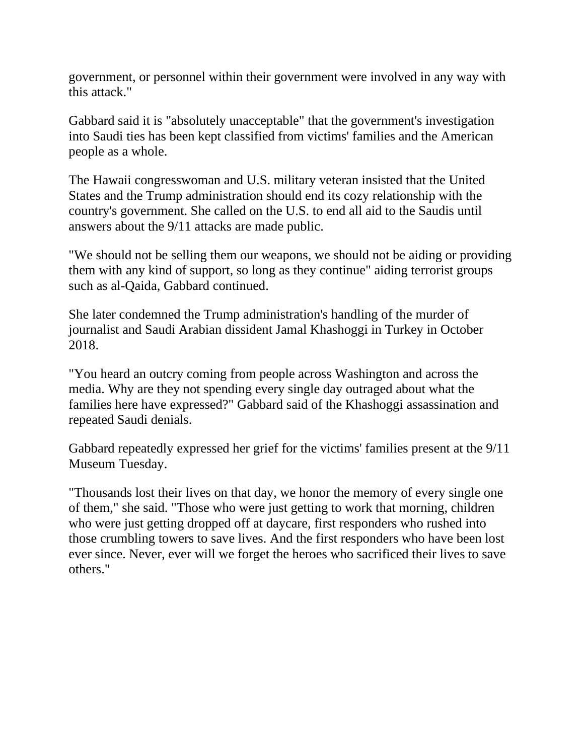government, or personnel within their government were involved in any way with this attack."

Gabbard said it is "absolutely unacceptable" that the government's investigation into Saudi ties has been kept classified from victims' families and the American people as a whole.

The Hawaii congresswoman and U.S. military veteran insisted that the United States and the Trump administration should end its cozy relationship with the country's government. She called on the U.S. to end all aid to the Saudis until answers about the 9/11 attacks are made public.

"We should not be selling them our weapons, we should not be aiding or providing them with any kind of support, so long as they continue" aiding terrorist groups such as al-Qaida, Gabbard continued.

She later condemned the Trump administration's handling of the murder of journalist and Saudi Arabian dissident Jamal Khashoggi in Turkey in October 2018.

"You heard an outcry coming from people across Washington and across the media. Why are they not spending every single day outraged about what the families here have expressed?" Gabbard said of the Khashoggi assassination and repeated Saudi denials.

Gabbard repeatedly expressed her grief for the victims' families present at the 9/11 Museum Tuesday.

"Thousands lost their lives on that day, we honor the memory of every single one of them," she said. "Those who were just getting to work that morning, children who were just getting dropped off at daycare, first responders who rushed into those crumbling towers to save lives. And the first responders who have been lost ever since. Never, ever will we forget the heroes who sacrificed their lives to save others."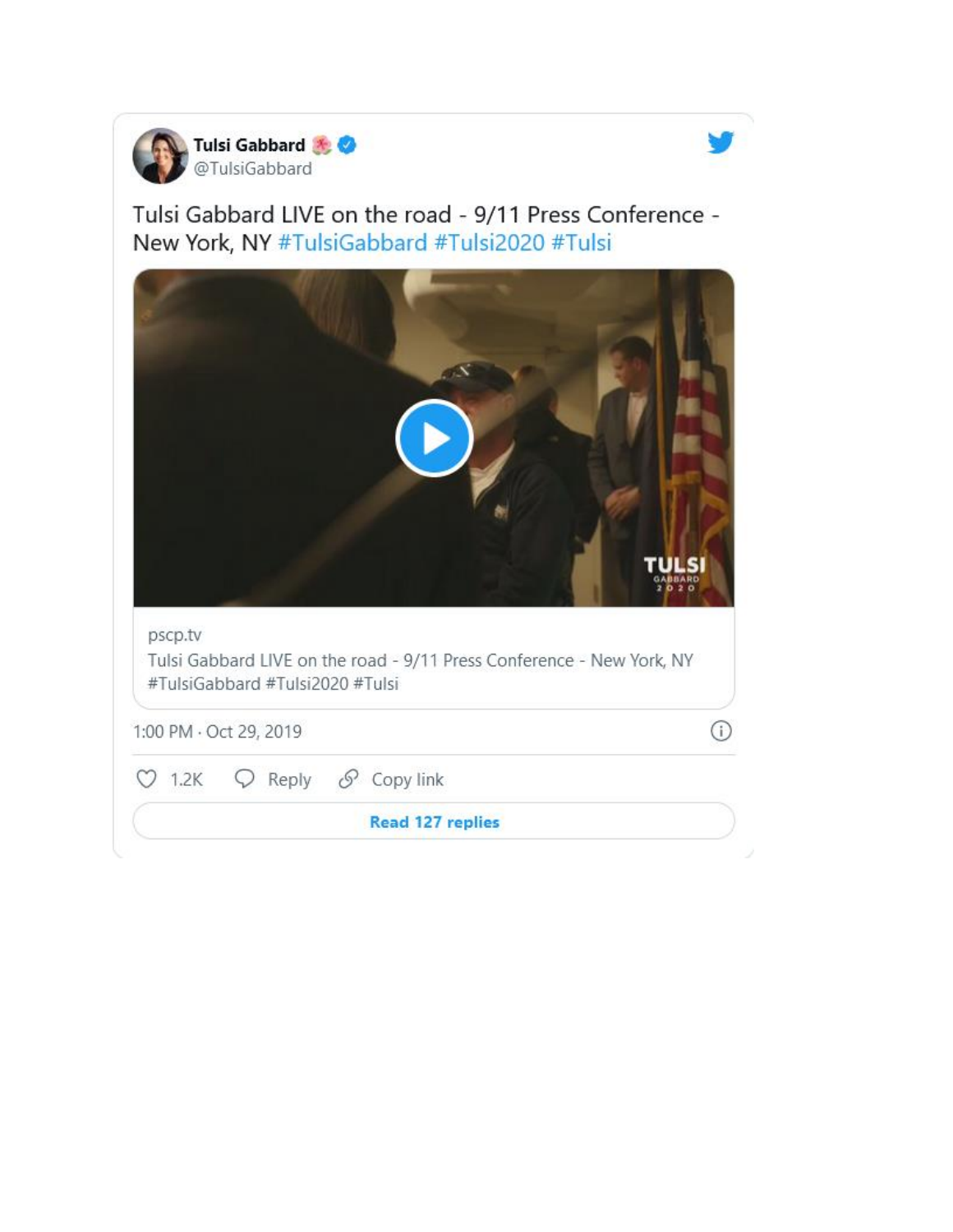**Tulsi Gabbard** 🌺
@TulsiGabbard

Tulsi Gabbard LIVE on the road - 9/11 Press Conference - New York, NY #TulsiGabbard #Tulsi2020 #Tulsi

TULSI GABBARD 2020

pscp.tv

Tulsi Gabbard LIVE on the road - 9/11 Press Conference - New York, NY #TulsiGabbard #Tulsi2020 #Tulsi

1:00 PM · Oct 29, 2019

1.2K Reply Copy link

Read 127 replies